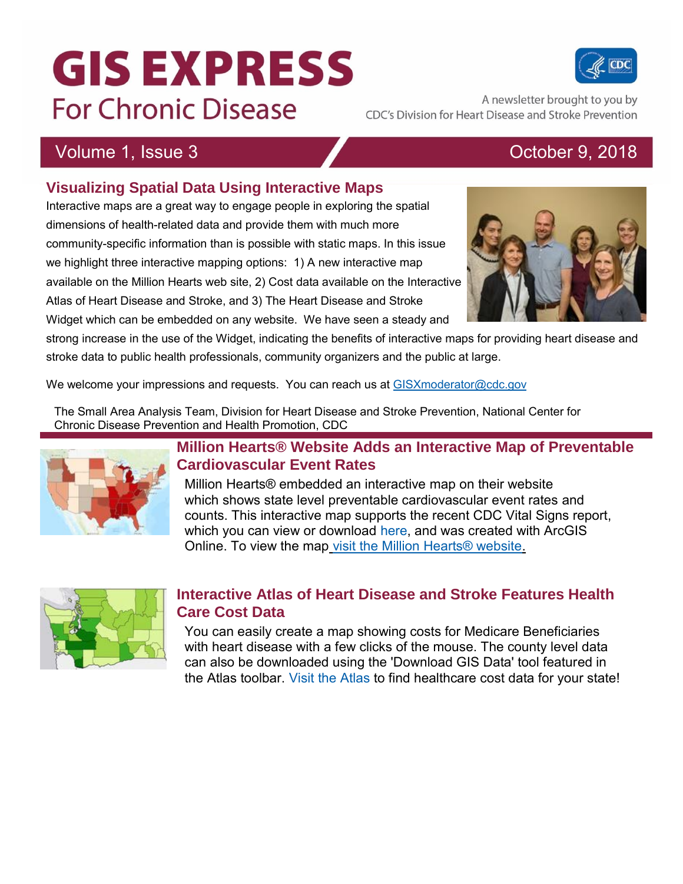# GIS EXPRESS
## For Chronic Disease

A newsletter brought to you by CDC's Division for Heart Disease and Stroke Prevention

Volume 1, Issue 3 — October 9, 2018

## Visualizing Spatial Data Using Interactive Maps

Interactive maps are a great way to engage people in exploring the spatial dimensions of health-related data and provide them with much more community-specific information than is possible with static maps. In this issue we highlight three interactive mapping options: 1) A new interactive map available on the Million Hearts web site, 2) Cost data available on the Interactive Atlas of Heart Disease and Stroke, and 3) The Heart Disease and Stroke Widget which can be embedded on any website. We have seen a steady and strong increase in the use of the Widget, indicating the benefits of interactive maps for providing heart disease and stroke data to public health professionals, community organizers and the public at large.

We welcome your impressions and requests. You can reach us at GISXmoderator@cdc.gov

The Small Area Analysis Team, Division for Heart Disease and Stroke Prevention, National Center for Chronic Disease Prevention and Health Promotion, CDC

## Million Hearts® Website Adds an Interactive Map of Preventable Cardiovascular Event Rates

Million Hearts® embedded an interactive map on their website which shows state level preventable cardiovascular event rates and counts. This interactive map supports the recent CDC Vital Signs report, which you can view or download here, and was created with ArcGIS Online. To view the map visit the Million Hearts® website.

## Interactive Atlas of Heart Disease and Stroke Features Health Care Cost Data

You can easily create a map showing costs for Medicare Beneficiaries with heart disease with a few clicks of the mouse. The county level data can also be downloaded using the 'Download GIS Data' tool featured in the Atlas toolbar. Visit the Atlas to find healthcare cost data for your state!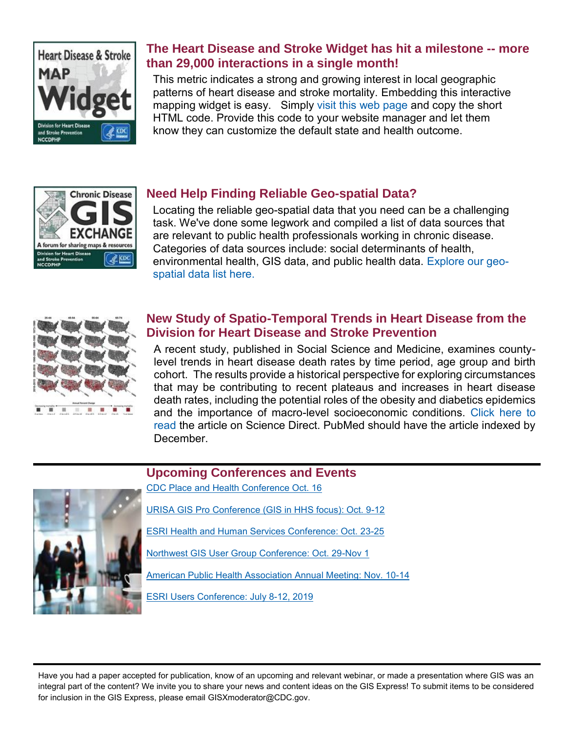## The Heart Disease and Stroke Widget has hit a milestone -- more than 29,000 interactions in a single month!

This metric indicates a strong and growing interest in local geographic patterns of heart disease and stroke mortality. Embedding this interactive mapping widget is easy. Simply visit this web page and copy the short HTML code. Provide this code to your website manager and let them know they can customize the default state and health outcome.

## Need Help Finding Reliable Geo-spatial Data?

Locating the reliable geo-spatial data that you need can be a challenging task. We've done some legwork and compiled a list of data sources that are relevant to public health professionals working in chronic disease. Categories of data sources include: social determinants of health, environmental health, GIS data, and public health data. Explore our geo-spatial data list here.

## New Study of Spatio-Temporal Trends in Heart Disease from the Division for Heart Disease and Stroke Prevention

A recent study, published in Social Science and Medicine, examines county-level trends in heart disease death rates by time period, age group and birth cohort. The results provide a historical perspective for exploring circumstances that may be contributing to recent plateaus and increases in heart disease death rates, including the potential roles of the obesity and diabetics epidemics and the importance of macro-level socioeconomic conditions. Click here to read the article on Science Direct. PubMed should have the article indexed by December.

## Upcoming Conferences and Events

CDC Place and Health Conference Oct. 16

URISA GIS Pro Conference (GIS in HHS focus): Oct. 9-12

ESRI Health and Human Services Conference: Oct. 23-25

Northwest GIS User Group Conference: Oct. 29-Nov 1

American Public Health Association Annual Meeting: Nov. 10-14

ESRI Users Conference: July 8-12, 2019

---

Have you had a paper accepted for publication, know of an upcoming and relevant webinar, or made a presentation where GIS was an integral part of the content? We invite you to share your news and content ideas on the GIS Express! To submit items to be considered for inclusion in the GIS Express, please email GISXmoderator@CDC.gov.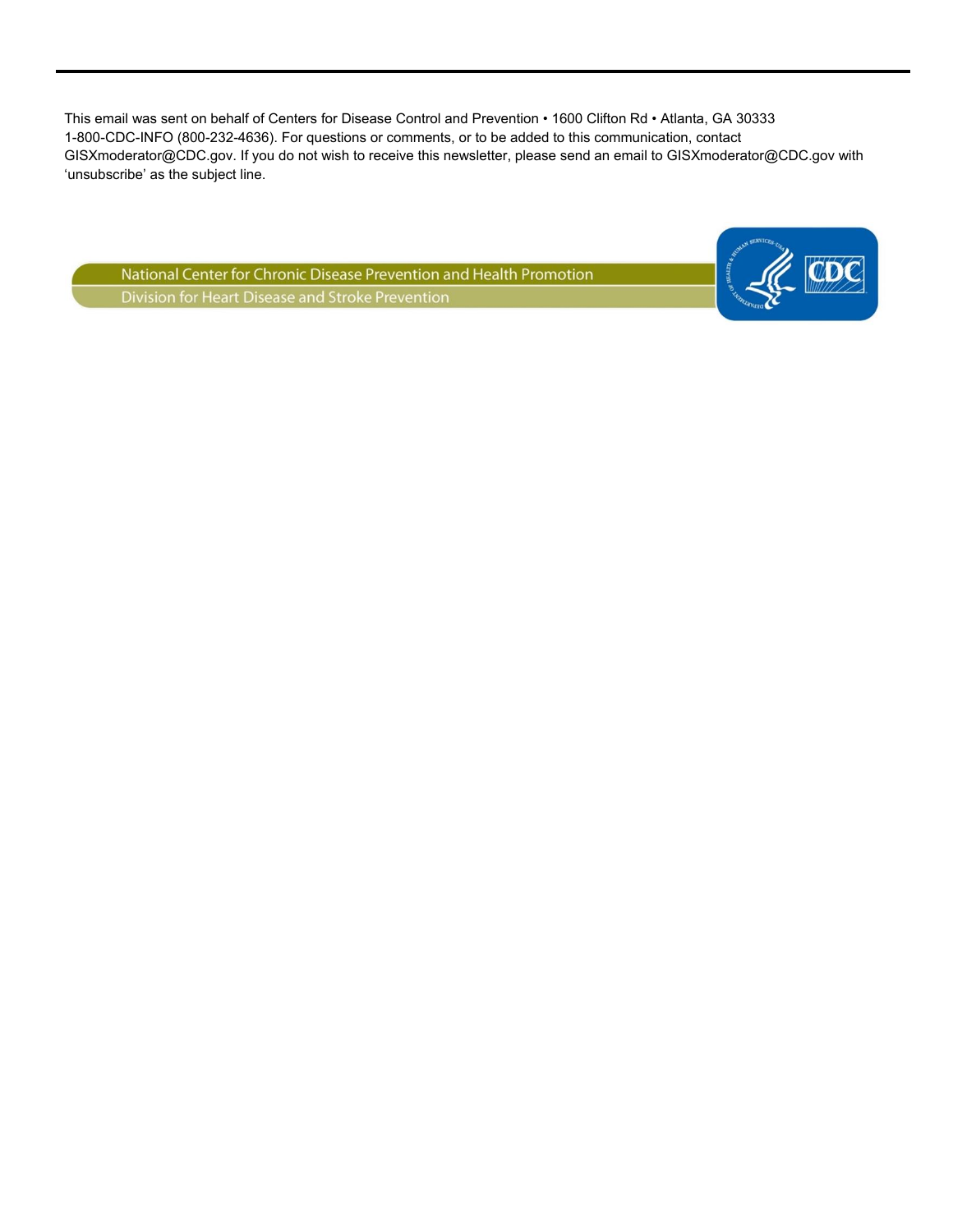This email was sent on behalf of Centers for Disease Control and Prevention • 1600 Clifton Rd • Atlanta, GA 30333
1-800-CDC-INFO (800-232-4636). For questions or comments, or to be added to this communication, contact GISXmoderator@CDC.gov. If you do not wish to receive this newsletter, please send an email to GISXmoderator@CDC.gov with 'unsubscribe' as the subject line.

National Center for Chronic Disease Prevention and Health Promotion
Division for Heart Disease and Stroke Prevention